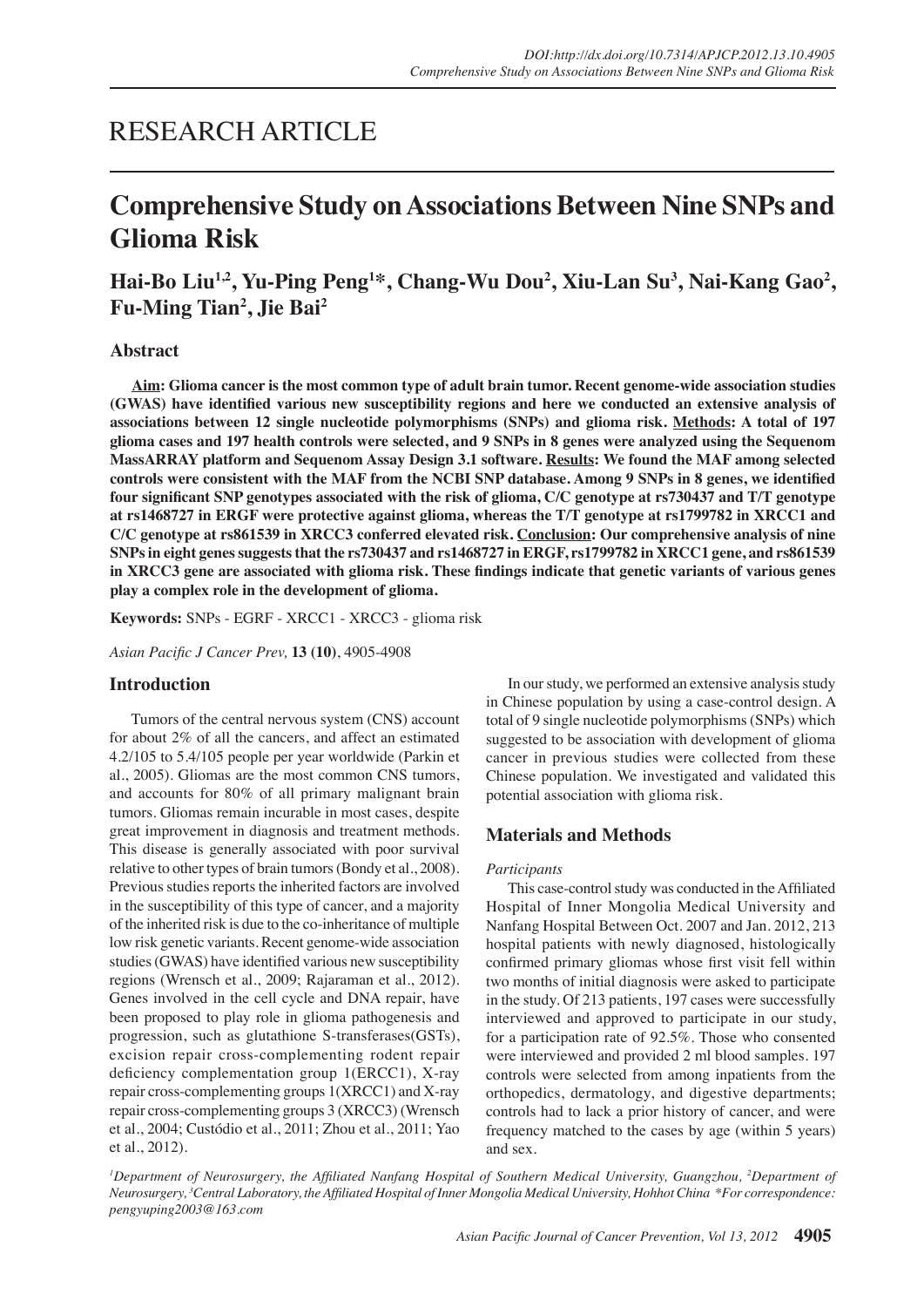# RESEARCH ARTICLE

# Comprehensive Study on Associations Between Nine SNPs and Glioma Risk

**Hai-Bo Liu[1,2], Yu-Ping Peng[1]*, Chang-Wu Dou[2], Xiu-Lan Su[3], Nai-Kang Gao[2], Fu-Ming Tian[2], Jie Bai[2]**

## Abstract

**Aim: Glioma cancer is the most common type of adult brain tumor. Recent genome-wide association studies (GWAS) have identified various new susceptibility regions and here we conducted an extensive analysis of associations between 12 single nucleotide polymorphisms (SNPs) and glioma risk. Methods: A total of 197 glioma cases and 197 health controls were selected, and 9 SNPs in 8 genes were analyzed using the Sequenom MassARRAY platform and Sequenom Assay Design 3.1 software. Results: We found the MAF among selected controls were consistent with the MAF from the NCBI SNP database. Among 9 SNPs in 8 genes, we identified four significant SNP genotypes associated with the risk of glioma, C/C genotype at rs730437 and T/T genotype at rs1468727 in ERGF were protective against glioma, whereas the T/T genotype at rs1799782 in XRCC1 and C/C genotype at rs861539 in XRCC3 conferred elevated risk. Conclusion: Our comprehensive analysis of nine SNPs in eight genes suggests that the rs730437 and rs1468727 in ERGF, rs1799782 in XRCC1 gene, and rs861539 in XRCC3 gene are associated with glioma risk. These findings indicate that genetic variants of various genes play a complex role in the development of glioma.**

**Keywords:** SNPs - EGRF - XRCC1 - XRCC3 - glioma risk

*Asian Pacific J Cancer Prev,* **13 (10)**, 4905-4908

## Introduction

Tumors of the central nervous system (CNS) account for about 2% of all the cancers, and affect an estimated 4.2/105 to 5.4/105 people per year worldwide (Parkin et al., 2005). Gliomas are the most common CNS tumors, and accounts for 80% of all primary malignant brain tumors. Gliomas remain incurable in most cases, despite great improvement in diagnosis and treatment methods. This disease is generally associated with poor survival relative to other types of brain tumors (Bondy et al., 2008). Previous studies reports the inherited factors are involved in the susceptibility of this type of cancer, and a majority of the inherited risk is due to the co-inheritance of multiple low risk genetic variants. Recent genome-wide association studies (GWAS) have identified various new susceptibility regions (Wrensch et al., 2009; Rajaraman et al., 2012). Genes involved in the cell cycle and DNA repair, have been proposed to play role in glioma pathogenesis and progression, such as glutathione S-transferases(GSTs), excision repair cross-complementing rodent repair deficiency complementation group 1(ERCC1), X-ray repair cross-complementing groups 1(XRCC1) and X-ray repair cross-complementing groups 3 (XRCC3) (Wrensch et al., 2004; Custódio et al., 2011; Zhou et al., 2011; Yao et al., 2012).

In our study, we performed an extensive analysis study in Chinese population by using a case-control design. A total of 9 single nucleotide polymorphisms (SNPs) which suggested to be association with development of glioma cancer in previous studies were collected from these Chinese population. We investigated and validated this potential association with glioma risk.

## Materials and Methods

*Participants*

This case-control study was conducted in the Affiliated Hospital of Inner Mongolia Medical University and Nanfang Hospital Between Oct. 2007 and Jan. 2012, 213 hospital patients with newly diagnosed, histologically confirmed primary gliomas whose first visit fell within two months of initial diagnosis were asked to participate in the study. Of 213 patients, 197 cases were successfully interviewed and approved to participate in our study, for a participation rate of 92.5%. Those who consented were interviewed and provided 2 ml blood samples. 197 controls were selected from among inpatients from the orthopedics, dermatology, and digestive departments; controls had to lack a prior history of cancer, and were frequency matched to the cases by age (within 5 years) and sex.

*[1]Department of Neurosurgery, the Affiliated Nanfang Hospital of Southern Medical University, Guangzhou, [2]Department of Neurosurgery, [3]Central Laboratory, the Affiliated Hospital of Inner Mongolia Medical University, Hohhot China \*For correspondence: pengyuping2003@163.com*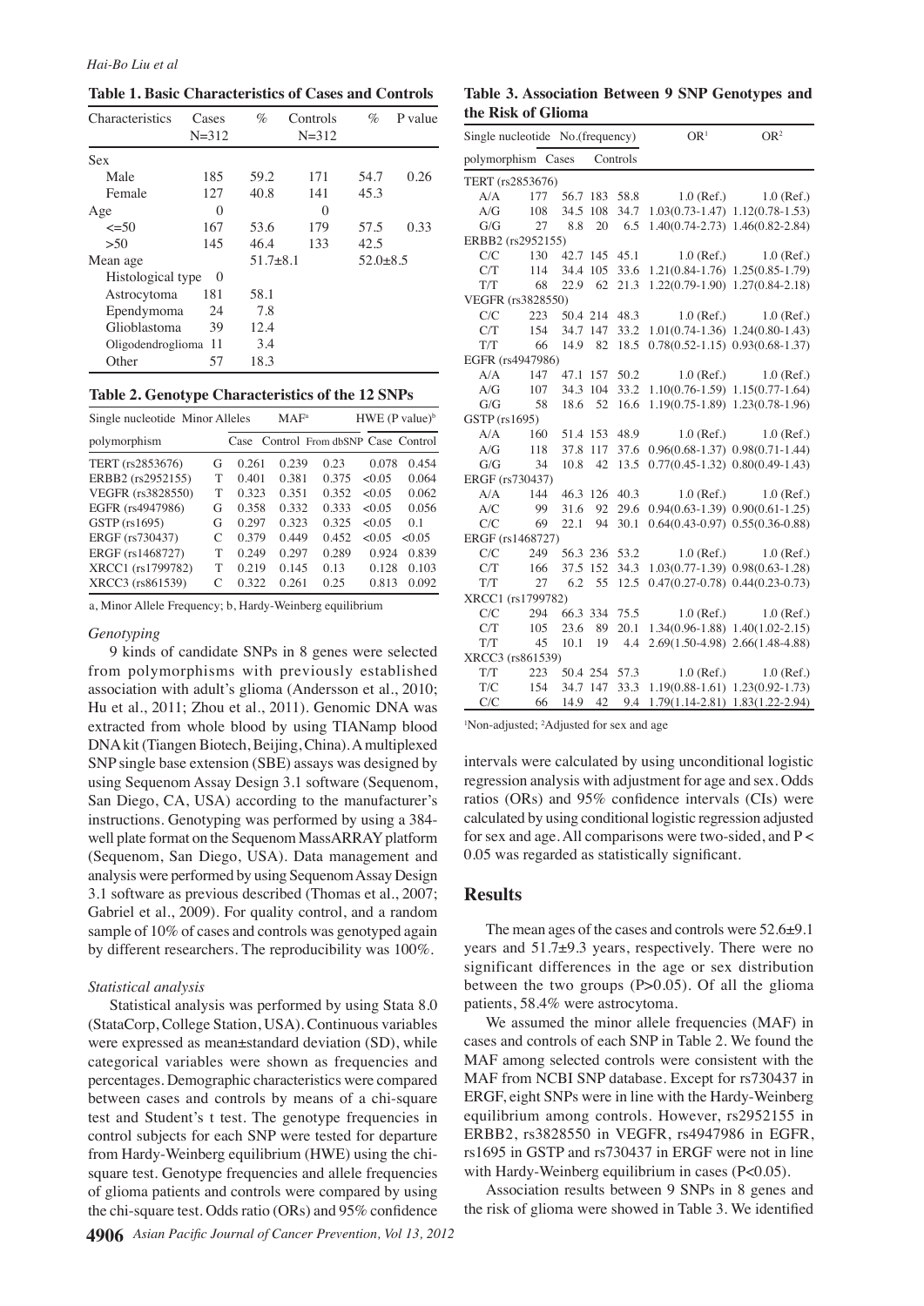**Table 1. Basic Characteristics of Cases and Controls**

| Characteristics | Cases N=312 | % | Controls N=312 | % | P value |
|---|---|---|---|---|---|
| Sex | | | | | |
| Male | 185 | 59.2 | 171 | 54.7 | 0.26 |
| Female | 127 | 40.8 | 141 | 45.3 | |
| Age | 0 | | 0 | | |
| <=50 | 167 | 53.6 | 179 | 57.5 | 0.33 |
| >50 | 145 | 46.4 | 133 | 42.5 | |
| Mean age | | 51.7±8.1 | | 52.0±8.5 | |
| Histological type | 0 | | | | |
| Astrocytoma | 181 | 58.1 | | | |
| Ependymoma | 24 | 7.8 | | | |
| Glioblastoma | 39 | 12.4 | | | |
| Oligodendroglioma | 11 | 3.4 | | | |
| Other | 57 | 18.3 | | | |

**Table 2. Genotype Characteristics of the 12 SNPs**

| Single nucleotide polymorphism | Minor Alleles | MAF[a] Case | MAF[a] Control | MAF[a] From dbSNP | HWE (P value)[b] Case | HWE (P value)[b] Control |
|---|---|---|---|---|---|---|
| TERT (rs2853676) | G | 0.261 | 0.239 | 0.23 | 0.078 | 0.454 |
| ERBB2 (rs2952155) | T | 0.401 | 0.381 | 0.375 | <0.05 | 0.064 |
| VEGFR (rs3828550) | T | 0.323 | 0.351 | 0.352 | <0.05 | 0.062 |
| EGFR (rs4947986) | G | 0.358 | 0.332 | 0.333 | <0.05 | 0.056 |
| GSTP (rs1695) | G | 0.297 | 0.323 | 0.325 | <0.05 | 0.1 |
| ERGF (rs730437) | C | 0.379 | 0.449 | 0.452 | <0.05 | <0.05 |
| ERGF (rs1468727) | T | 0.249 | 0.297 | 0.289 | 0.924 | 0.839 |
| XRCC1 (rs1799782) | T | 0.219 | 0.145 | 0.13 | 0.128 | 0.103 |
| XRCC3 (rs861539) | C | 0.322 | 0.261 | 0.25 | 0.813 | 0.092 |

a, Minor Allele Frequency; b, Hardy-Weinberg equilibrium

### *Genotyping*

9 kinds of candidate SNPs in 8 genes were selected from polymorphisms with previously established association with adult's glioma (Andersson et al., 2010; Hu et al., 2011; Zhou et al., 2011). Genomic DNA was extracted from whole blood by using TIANamp blood DNA kit (Tiangen Biotech, Beijing, China). A multiplexed SNP single base extension (SBE) assays was designed by using Sequenom Assay Design 3.1 software (Sequenom, San Diego, CA, USA) according to the manufacturer's instructions. Genotyping was performed by using a 384-well plate format on the Sequenom MassARRAY platform (Sequenom, San Diego, USA). Data management and analysis were performed by using Sequenom Assay Design 3.1 software as previous described (Thomas et al., 2007; Gabriel et al., 2009). For quality control, and a random sample of 10% of cases and controls was genotyped again by different researchers. The reproducibility was 100%.

### *Statistical analysis*

Statistical analysis was performed by using Stata 8.0 (StataCorp, College Station, USA). Continuous variables were expressed as mean±standard deviation (SD), while categorical variables were shown as frequencies and percentages. Demographic characteristics were compared between cases and controls by means of a chi-square test and Student's t test. The genotype frequencies in control subjects for each SNP were tested for departure from Hardy-Weinberg equilibrium (HWE) using the chi-square test. Genotype frequencies and allele frequencies of glioma patients and controls were compared by using the chi-square test. Odds ratio (ORs) and 95% confidence intervals were calculated by using unconditional logistic regression analysis with adjustment for age and sex. Odds ratios (ORs) and 95% confidence intervals (CIs) were calculated by using conditional logistic regression adjusted for sex and age. All comparisons were two-sided, and P < 0.05 was regarded as statistically significant.

**Table 3. Association Between 9 SNP Genotypes and the Risk of Glioma**

| Single nucleotide polymorphism | Cases | % | Controls | % | OR[1] | OR[2] |
|---|---|---|---|---|---|---|
| TERT (rs2853676) | | | | | | |
| A/A | 177 | 56.7 | 183 | 58.8 | 1.0 (Ref.) | 1.0 (Ref.) |
| A/G | 108 | 34.5 | 108 | 34.7 | 1.03(0.73-1.47) | 1.12(0.78-1.53) |
| G/G | 27 | 8.8 | 20 | 6.5 | 1.40(0.74-2.73) | 1.46(0.82-2.84) |
| ERBB2 (rs2952155) | | | | | | |
| C/C | 130 | 42.7 | 145 | 45.1 | 1.0 (Ref.) | 1.0 (Ref.) |
| C/T | 114 | 34.4 | 105 | 33.6 | 1.21(0.84-1.76) | 1.25(0.85-1.79) |
| T/T | 68 | 22.9 | 62 | 21.3 | 1.22(0.79-1.90) | 1.27(0.84-2.18) |
| VEGFR (rs3828550) | | | | | | |
| C/C | 223 | 50.4 | 214 | 48.3 | 1.0 (Ref.) | 1.0 (Ref.) |
| C/T | 154 | 34.7 | 147 | 33.2 | 1.01(0.74-1.36) | 1.24(0.80-1.43) |
| T/T | 66 | 14.9 | 82 | 18.5 | 0.78(0.52-1.15) | 0.93(0.68-1.37) |
| EGFR (rs4947986) | | | | | | |
| A/A | 147 | 47.1 | 157 | 50.2 | 1.0 (Ref.) | 1.0 (Ref.) |
| A/G | 107 | 34.3 | 104 | 33.2 | 1.10(0.76-1.59) | 1.15(0.77-1.64) |
| G/G | 58 | 18.6 | 52 | 16.6 | 1.19(0.75-1.89) | 1.23(0.78-1.96) |
| GSTP (rs1695) | | | | | | |
| A/A | 160 | 51.4 | 153 | 48.9 | 1.0 (Ref.) | 1.0 (Ref.) |
| A/G | 118 | 37.8 | 117 | 37.6 | 0.96(0.68-1.37) | 0.98(0.71-1.44) |
| G/G | 34 | 10.8 | 42 | 13.5 | 0.77(0.45-1.32) | 0.80(0.49-1.43) |
| ERGF (rs730437) | | | | | | |
| A/A | 144 | 46.3 | 126 | 40.3 | 1.0 (Ref.) | 1.0 (Ref.) |
| A/C | 99 | 31.6 | 92 | 29.6 | 0.94(0.63-1.39) | 0.90(0.61-1.25) |
| C/C | 69 | 22.1 | 94 | 30.1 | 0.64(0.43-0.97) | 0.55(0.36-0.88) |
| ERGF (rs1468727) | | | | | | |
| C/C | 249 | 56.3 | 236 | 53.2 | 1.0 (Ref.) | 1.0 (Ref.) |
| C/T | 166 | 37.5 | 152 | 34.3 | 1.03(0.77-1.39) | 0.98(0.63-1.28) |
| T/T | 27 | 6.2 | 55 | 12.5 | 0.47(0.27-0.78) | 0.44(0.23-0.73) |
| XRCC1 (rs1799782) | | | | | | |
| C/C | 294 | 66.3 | 334 | 75.5 | 1.0 (Ref.) | 1.0 (Ref.) |
| C/T | 105 | 23.6 | 89 | 20.1 | 1.34(0.96-1.88) | 1.40(1.02-2.15) |
| T/T | 45 | 10.1 | 19 | 4.4 | 2.69(1.50-4.98) | 2.66(1.48-4.88) |
| XRCC3 (rs861539) | | | | | | |
| T/T | 223 | 50.4 | 254 | 57.3 | 1.0 (Ref.) | 1.0 (Ref.) |
| T/C | 154 | 34.7 | 147 | 33.3 | 1.19(0.88-1.61) | 1.23(0.92-1.73) |
| C/C | 66 | 14.9 | 42 | 9.4 | 1.79(1.14-2.81) | 1.83(1.22-2.94) |

[1]Non-adjusted; [2]Adjusted for sex and age

## Results

The mean ages of the cases and controls were 52.6±9.1 years and 51.7±9.3 years, respectively. There were no significant differences in the age or sex distribution between the two groups (P>0.05). Of all the glioma patients, 58.4% were astrocytoma.

We assumed the minor allele frequencies (MAF) in cases and controls of each SNP in Table 2. We found the MAF among selected controls were consistent with the MAF from NCBI SNP database. Except for rs730437 in ERGF, eight SNPs were in line with the Hardy-Weinberg equilibrium among controls. However, rs2952155 in ERBB2, rs3828550 in VEGFR, rs4947986 in EGFR, rs1695 in GSTP and rs730437 in ERGF were not in line with Hardy-Weinberg equilibrium in cases (P<0.05).

Association results between 9 SNPs in 8 genes and the risk of glioma were showed in Table 3. We identified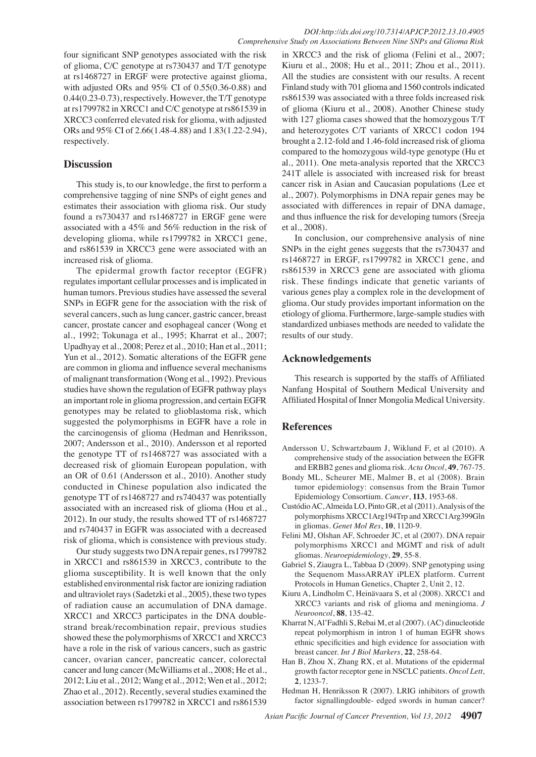four significant SNP genotypes associated with the risk of glioma, C/C genotype at rs730437 and T/T genotype at rs1468727 in ERGF were protective against glioma, with adjusted ORs and 95% CI of 0.55(0.36-0.88) and 0.44(0.23-0.73), respectively. However, the T/T genotype at rs1799782 in XRCC1 and C/C genotype at rs861539 in XRCC3 conferred elevated risk for glioma, with adjusted ORs and 95% CI of 2.66(1.48-4.88) and 1.83(1.22-2.94), respectively.

## Discussion

This study is, to our knowledge, the first to perform a comprehensive tagging of nine SNPs of eight genes and estimates their association with glioma risk. Our study found a rs730437 and rs1468727 in ERGF gene were associated with a 45% and 56% reduction in the risk of developing glioma, while rs1799782 in XRCC1 gene, and rs861539 in XRCC3 gene were associated with an increased risk of glioma.

The epidermal growth factor receptor (EGFR) regulates important cellular processes and is implicated in human tumors. Previous studies have assessed the several SNPs in EGFR gene for the association with the risk of several cancers, such as lung cancer, gastric cancer, breast cancer, prostate cancer and esophageal cancer (Wong et al., 1992; Tokunaga et al., 1995; Kharrat et al., 2007; Upadhyay et al., 2008; Perez et al., 2010; Han et al., 2011; Yun et al., 2012). Somatic alterations of the EGFR gene are common in glioma and influence several mechanisms of malignant transformation (Wong et al., 1992). Previous studies have shown the regulation of EGFR pathway plays an important role in glioma progression, and certain EGFR genotypes may be related to glioblastoma risk, which suggested the polymorphisms in EGFR have a role in the carcinogensis of glioma (Hedman and Henriksson, 2007; Andersson et al., 2010). Andersson et al reported the genotype TT of rs1468727 was associated with a decreased risk of gliomain European population, with an OR of 0.61 (Andersson et al., 2010). Another study conducted in Chinese population also indicated the genotype TT of rs1468727 and rs740437 was potentially associated with an increased risk of glioma (Hou et al., 2012). In our study, the results showed TT of rs1468727 and rs740437 in EGFR was associated with a decreased risk of glioma, which is consistence with previous study.

Our study suggests two DNA repair genes, rs1799782 in XRCC1 and rs861539 in XRCC3, contribute to the glioma susceptibility. It is well known that the only established environmental risk factor are ionizing radiation and ultraviolet rays (Sadetzki et al., 2005), these two types of radiation cause an accumulation of DNA damage. XRCC1 and XRCC3 participates in the DNA double-strand break/recombination repair, previous studies showed these the polymorphisms of XRCC1 and XRCC3 have a role in the risk of various cancers, such as gastric cancer, ovarian cancer, pancreatic cancer, colorectal cancer and lung cancer (McWilliams et al., 2008; He et al., 2012; Liu et al., 2012; Wang et al., 2012; Wen et al., 2012; Zhao et al., 2012). Recently, several studies examined the association between rs1799782 in XRCC1 and rs861539 in XRCC3 and the risk of glioma (Felini et al., 2007; Kiuru et al., 2008; Hu et al., 2011; Zhou et al., 2011). All the studies are consistent with our results. A recent Finland study with 701 glioma and 1560 controls indicated rs861539 was associated with a three folds increased risk of glioma (Kiuru et al., 2008). Another Chinese study with 127 glioma cases showed that the homozygous T/T and heterozygotes C/T variants of XRCC1 codon 194 brought a 2.12-fold and 1.46-fold increased risk of glioma compared to the homozygous wild-type genotype (Hu et al., 2011). One meta-analysis reported that the XRCC3 241T allele is associated with increased risk for breast cancer risk in Asian and Caucasian populations (Lee et al., 2007). Polymorphisms in DNA repair genes may be associated with differences in repair of DNA damage, and thus influence the risk for developing tumors (Sreeja et al., 2008).

In conclusion, our comprehensive analysis of nine SNPs in the eight genes suggests that the rs730437 and rs1468727 in ERGF, rs1799782 in XRCC1 gene, and rs861539 in XRCC3 gene are associated with glioma risk. These findings indicate that genetic variants of various genes play a complex role in the development of glioma. Our study provides important information on the etiology of glioma. Furthermore, large-sample studies with standardized unbiases methods are needed to validate the results of our study.

## Acknowledgements

This research is supported by the staffs of Affiliated Nanfang Hospital of Southern Medical University and Affiliated Hospital of Inner Mongolia Medical University.

## References

Andersson U, Schwartzbaum J, Wiklund F, et al (2010). A comprehensive study of the association between the EGFR and ERBB2 genes and glioma risk. *Acta Oncol*, **49**, 767-75.

Bondy ML, Scheurer ME, Malmer B, et al (2008). Brain tumor epidemiology: consensus from the Brain Tumor Epidemiology Consortium. *Cancer*, **113**, 1953-68.

Custódio AC, Almeida LO, Pinto GR, et al (2011). Analysis of the polymorphisms XRCC1Arg194Trp and XRCC1Arg399Gln in gliomas. *Genet Mol Res*, **10**, 1120-9.

Felini MJ, Olshan AF, Schroeder JC, et al (2007). DNA repair polymorphisms XRCC1 and MGMT and risk of adult gliomas. *Neuroepidemiology*, **29**, 55-8.

Gabriel S, Ziaugra L, Tabbaa D (2009). SNP genotyping using the Sequenom MassARRAY iPLEX platform. Current Protocols in Human Genetics, Chapter 2, Unit 2, 12.

Kiuru A, Lindholm C, Heinävaara S, et al (2008). XRCC1 and XRCC3 variants and risk of glioma and meningioma. *J Neurooncol*, **88**, 135-42.

Kharrat N, Al'Fadhli S, Rebai M, et al (2007). (AC) dinucleotide repeat polymorphism in intron 1 of human EGFR shows ethnic specificities and high evidence for association with breast cancer. *Int J Biol Markers*, **22**, 258-64.

Han B, Zhou X, Zhang RX, et al. Mutations of the epidermal growth factor receptor gene in NSCLC patients. *Oncol Lett,* **2**, 1233-7.

Hedman H, Henriksson R (2007). LRIG inhibitors of growth factor signallingdouble- edged swords in human cancer?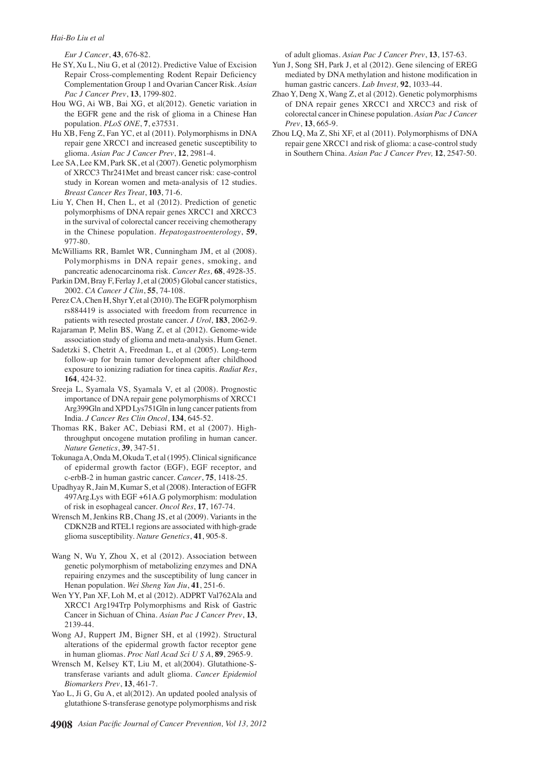*Eur J Cancer*, **43**, 676-82.

He SY, Xu L, Niu G, et al (2012). Predictive Value of Excision Repair Cross-complementing Rodent Repair Deficiency Complementation Group 1 and Ovarian Cancer Risk. *Asian Pac J Cancer Prev*, **13**, 1799-802.

Hou WG, Ai WB, Bai XG, et al(2012). Genetic variation in the EGFR gene and the risk of glioma in a Chinese Han population. *PLoS ONE*, **7**, e37531.

Hu XB, Feng Z, Fan YC, et al (2011). Polymorphisms in DNA repair gene XRCC1 and increased genetic susceptibility to glioma. *Asian Pac J Cancer Prev*, **12**, 2981-4.

Lee SA, Lee KM, Park SK, et al (2007). Genetic polymorphism of XRCC3 Thr241Met and breast cancer risk: case-control study in Korean women and meta-analysis of 12 studies. *Breast Cancer Res Treat*, **103**, 71-6.

Liu Y, Chen H, Chen L, et al (2012). Prediction of genetic polymorphisms of DNA repair genes XRCC1 and XRCC3 in the survival of colorectal cancer receiving chemotherapy in the Chinese population. *Hepatogastroenterology*, **59**, 977-80.

McWilliams RR, Bamlet WR, Cunningham JM, et al (2008). Polymorphisms in DNA repair genes, smoking, and pancreatic adenocarcinoma risk. *Cancer Res,* **68**, 4928-35.

Parkin DM, Bray F, Ferlay J, et al (2005) Global cancer statistics, 2002. *CA Cancer J Clin*, **55**, 74-108.

Perez CA, Chen H, Shyr Y, et al (2010). The EGFR polymorphism rs884419 is associated with freedom from recurrence in patients with resected prostate cancer. *J Urol*, **183**, 2062-9.

Rajaraman P, Melin BS, Wang Z, et al (2012). Genome-wide association study of glioma and meta-analysis. Hum Genet.

Sadetzki S, Chetrit A, Freedman L, et al (2005). Long-term follow-up for brain tumor development after childhood exposure to ionizing radiation for tinea capitis. *Radiat Res*, **164**, 424-32.

Sreeja L, Syamala VS, Syamala V, et al (2008). Prognostic importance of DNA repair gene polymorphisms of XRCC1 Arg399Gln and XPD Lys751Gln in lung cancer patients from India. *J Cancer Res Clin Oncol*, **134**, 645-52.

Thomas RK, Baker AC, Debiasi RM, et al (2007). High-throughput oncogene mutation profiling in human cancer. *Nature Genetics*, **39**, 347-51.

Tokunaga A, Onda M, Okuda T, et al (1995). Clinical significance of epidermal growth factor (EGF), EGF receptor, and c-erbB-2 in human gastric cancer. *Cancer*, **75**, 1418-25.

Upadhyay R, Jain M, Kumar S, et al (2008). Interaction of EGFR 497Arg.Lys with EGF +61A.G polymorphism: modulation of risk in esophageal cancer. *Oncol Res*, **17**, 167-74.

Wrensch M, Jenkins RB, Chang JS, et al (2009). Variants in the CDKN2B and RTEL1 regions are associated with high-grade glioma susceptibility. *Nature Genetics*, **41**, 905-8.

Wang N, Wu Y, Zhou X, et al (2012). Association between genetic polymorphism of metabolizing enzymes and DNA repairing enzymes and the susceptibility of lung cancer in Henan population. *Wei Sheng Yan Jiu*, **41**, 251-6.

Wen YY, Pan XF, Loh M, et al (2012). ADPRT Val762Ala and XRCC1 Arg194Trp Polymorphisms and Risk of Gastric Cancer in Sichuan of China. *Asian Pac J Cancer Prev*, **13**, 2139-44.

Wong AJ, Ruppert JM, Bigner SH, et al (1992). Structural alterations of the epidermal growth factor receptor gene in human gliomas. *Proc Natl Acad Sci U S A*, **89**, 2965-9.

Wrensch M, Kelsey KT, Liu M, et al(2004). Glutathione-S-transferase variants and adult glioma. *Cancer Epidemiol Biomarkers Prev*, **13**, 461-7.

Yao L, Ji G, Gu A, et al(2012). An updated pooled analysis of glutathione S-transferase genotype polymorphisms and risk of adult gliomas. *Asian Pac J Cancer Prev*, **13**, 157-63.

Yun J, Song SH, Park J, et al (2012). Gene silencing of EREG mediated by DNA methylation and histone modification in human gastric cancers. *Lab Invest,* **92**, 1033-44.

Zhao Y, Deng X, Wang Z, et al (2012). Genetic polymorphisms of DNA repair genes XRCC1 and XRCC3 and risk of colorectal cancer in Chinese population. *Asian Pac J Cancer Prev*, **13**, 665-9.

Zhou LQ, Ma Z, Shi XF, et al (2011). Polymorphisms of DNA repair gene XRCC1 and risk of glioma: a case-control study in Southern China. *Asian Pac J Cancer Prev,* **12**, 2547-50.